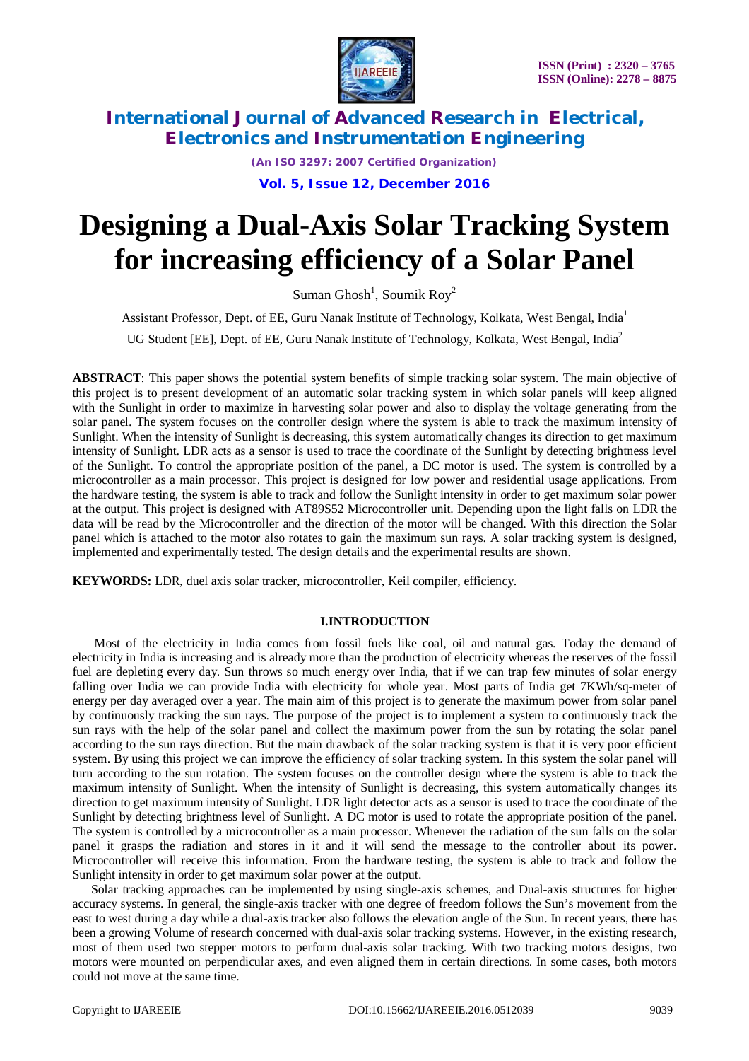# Designing a Dual-Axis Solar Tracking System for increasing efficiency of a Solar Panel

Suman Ghosh[1], Soumik Roy[2]

Assistant Professor, Dept. of EE, Guru Nanak Institute of Technology, Kolkata, West Bengal, India[1]

UG Student [EE], Dept. of EE, Guru Nanak Institute of Technology, Kolkata, West Bengal, India[2]

**ABSTRACT**: This paper shows the potential system benefits of simple tracking solar system. The main objective of this project is to present development of an automatic solar tracking system in which solar panels will keep aligned with the Sunlight in order to maximize in harvesting solar power and also to display the voltage generating from the solar panel. The system focuses on the controller design where the system is able to track the maximum intensity of Sunlight. When the intensity of Sunlight is decreasing, this system automatically changes its direction to get maximum intensity of Sunlight. LDR acts as a sensor is used to trace the coordinate of the Sunlight by detecting brightness level of the Sunlight. To control the appropriate position of the panel, a DC motor is used. The system is controlled by a microcontroller as a main processor. This project is designed for low power and residential usage applications. From the hardware testing, the system is able to track and follow the Sunlight intensity in order to get maximum solar power at the output. This project is designed with AT89S52 Microcontroller unit. Depending upon the light falls on LDR the data will be read by the Microcontroller and the direction of the motor will be changed. With this direction the Solar panel which is attached to the motor also rotates to gain the maximum sun rays. A solar tracking system is designed, implemented and experimentally tested. The design details and the experimental results are shown.

**KEYWORDS:** LDR, duel axis solar tracker, microcontroller, Keil compiler, efficiency.

## I.INTRODUCTION

Most of the electricity in India comes from fossil fuels like coal, oil and natural gas. Today the demand of electricity in India is increasing and is already more than the production of electricity whereas the reserves of the fossil fuel are depleting every day. Sun throws so much energy over India, that if we can trap few minutes of solar energy falling over India we can provide India with electricity for whole year. Most parts of India get 7KWh/sq-meter of energy per day averaged over a year. The main aim of this project is to generate the maximum power from solar panel by continuously tracking the sun rays. The purpose of the project is to implement a system to continuously track the sun rays with the help of the solar panel and collect the maximum power from the sun by rotating the solar panel according to the sun rays direction. But the main drawback of the solar tracking system is that it is very poor efficient system. By using this project we can improve the efficiency of solar tracking system. In this system the solar panel will turn according to the sun rotation. The system focuses on the controller design where the system is able to track the maximum intensity of Sunlight. When the intensity of Sunlight is decreasing, this system automatically changes its direction to get maximum intensity of Sunlight. LDR light detector acts as a sensor is used to trace the coordinate of the Sunlight by detecting brightness level of Sunlight. A DC motor is used to rotate the appropriate position of the panel. The system is controlled by a microcontroller as a main processor. Whenever the radiation of the sun falls on the solar panel it grasps the radiation and stores in it and it will send the message to the controller about its power. Microcontroller will receive this information. From the hardware testing, the system is able to track and follow the Sunlight intensity in order to get maximum solar power at the output.

Solar tracking approaches can be implemented by using single-axis schemes, and Dual-axis structures for higher accuracy systems. In general, the single-axis tracker with one degree of freedom follows the Sun's movement from the east to west during a day while a dual-axis tracker also follows the elevation angle of the Sun. In recent years, there has been a growing Volume of research concerned with dual-axis solar tracking systems. However, in the existing research, most of them used two stepper motors to perform dual-axis solar tracking. With two tracking motors designs, two motors were mounted on perpendicular axes, and even aligned them in certain directions. In some cases, both motors could not move at the same time.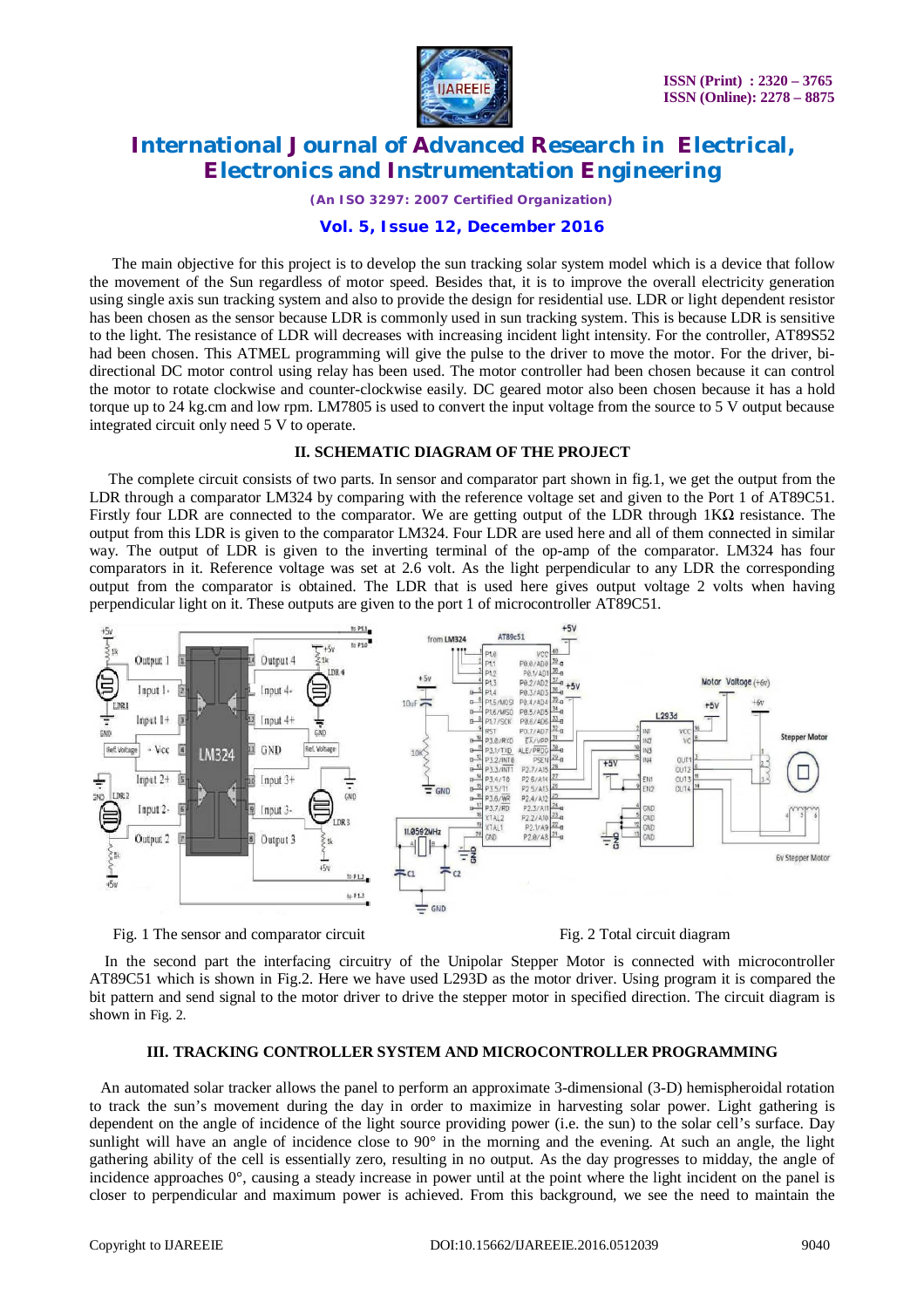The main objective for this project is to develop the sun tracking solar system model which is a device that follow the movement of the Sun regardless of motor speed. Besides that, it is to improve the overall electricity generation using single axis sun tracking system and also to provide the design for residential use. LDR or light dependent resistor has been chosen as the sensor because LDR is commonly used in sun tracking system. This is because LDR is sensitive to the light. The resistance of LDR will decreases with increasing incident light intensity. For the controller, AT89S52 had been chosen. This ATMEL programming will give the pulse to the driver to move the motor. For the driver, bi-directional DC motor control using relay has been used. The motor controller had been chosen because it can control the motor to rotate clockwise and counter-clockwise easily. DC geared motor also been chosen because it has a hold torque up to 24 kg.cm and low rpm. LM7805 is used to convert the input voltage from the source to 5 V output because integrated circuit only need 5 V to operate.

## II. SCHEMATIC DIAGRAM OF THE PROJECT

The complete circuit consists of two parts. In sensor and comparator part shown in fig.1, we get the output from the LDR through a comparator LM324 by comparing with the reference voltage set and given to the Port 1 of AT89C51. Firstly four LDR are connected to the comparator. We are getting output of the LDR through 1KΩ resistance. The output from this LDR is given to the comparator LM324. Four LDR are used here and all of them connected in similar way. The output of LDR is given to the inverting terminal of the op-amp of the comparator. LM324 has four comparators in it. Reference voltage was set at 2.6 volt. As the light perpendicular to any LDR the corresponding output from the comparator is obtained. The LDR that is used here gives output voltage 2 volts when having perpendicular light on it. These outputs are given to the port 1 of microcontroller AT89C51.

Fig. 1 The sensor and comparator circuit

Fig. 2 Total circuit diagram

In the second part the interfacing circuitry of the Unipolar Stepper Motor is connected with microcontroller AT89C51 which is shown in Fig.2. Here we have used L293D as the motor driver. Using program it is compared the bit pattern and send signal to the motor driver to drive the stepper motor in specified direction. The circuit diagram is shown in Fig. 2.

## III. TRACKING CONTROLLER SYSTEM AND MICROCONTROLLER PROGRAMMING

An automated solar tracker allows the panel to perform an approximate 3-dimensional (3-D) hemispheroidal rotation to track the sun's movement during the day in order to maximize in harvesting solar power. Light gathering is dependent on the angle of incidence of the light source providing power (i.e. the sun) to the solar cell's surface. Day sunlight will have an angle of incidence close to 90° in the morning and the evening. At such an angle, the light gathering ability of the cell is essentially zero, resulting in no output. As the day progresses to midday, the angle of incidence approaches 0°, causing a steady increase in power until at the point where the light incident on the panel is closer to perpendicular and maximum power is achieved. From this background, we see the need to maintain the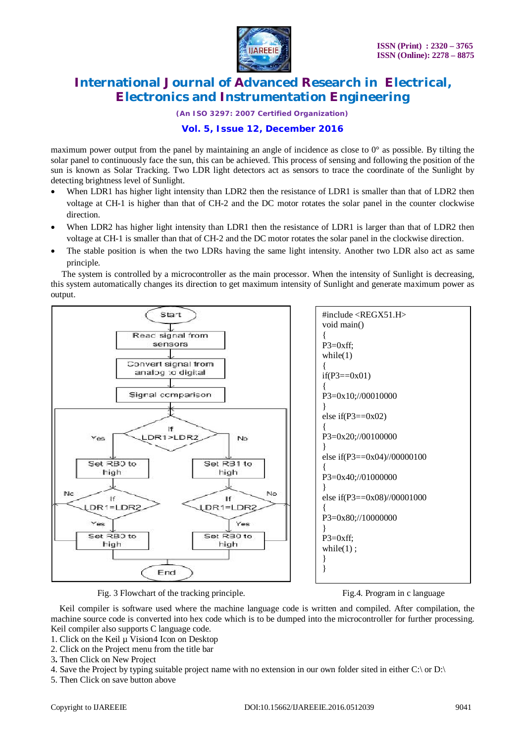maximum power output from the panel by maintaining an angle of incidence as close to 0° as possible. By tilting the solar panel to continuously face the sun, this can be achieved. This process of sensing and following the position of the sun is known as Solar Tracking. Two LDR light detectors act as sensors to trace the coordinate of the Sunlight by detecting brightness level of Sunlight.

- When LDR1 has higher light intensity than LDR2 then the resistance of LDR1 is smaller than that of LDR2 then voltage at CH-1 is higher than that of CH-2 and the DC motor rotates the solar panel in the counter clockwise direction.
- When LDR2 has higher light intensity than LDR1 then the resistance of LDR1 is larger than that of LDR2 then voltage at CH-1 is smaller than that of CH-2 and the DC motor rotates the solar panel in the clockwise direction.
- The stable position is when the two LDRs having the same light intensity. Another two LDR also act as same principle.

The system is controlled by a microcontroller as the main processor. When the intensity of Sunlight is decreasing, this system automatically changes its direction to get maximum intensity of Sunlight and generate maximum power as output.

Start → Read signal from sensors → Convert signal from analog to digital → Signal comparison → If LDR1>LDR2: Yes → Set RB0 to high → If LDR1=LDR2: Yes → Set RB0 to high, No → (loop back); No → Set RB1 to high → If LDR1=LDR2: Yes → Set RB0 to high, No → (loop back) → End

Fig. 3 Flowchart of the tracking principle.

```
#include <REGX51.H>
void main()
{
P3=0xff;
while(1)
{
if(P3==0x01)
{
P3=0x10;//00010000
}
else if(P3==0x02)
{
P3=0x20;//00100000
}
else if(P3==0x04)//00000100
{
P3=0x40;//01000000
}
else if(P3==0x08)//00001000
{
P3=0x80;//10000000
}
P3=0xff;
while(1) ;
}
}
```

Fig.4. Program in c language

Keil compiler is software used where the machine language code is written and compiled. After compilation, the machine source code is converted into hex code which is to be dumped into the microcontroller for further processing. Keil compiler also supports C language code.

1. Click on the Keil µ Vision4 Icon on Desktop
2. Click on the Project menu from the title bar
3. Then Click on New Project
4. Save the Project by typing suitable project name with no extension in our own folder sited in either C:\ or D:\
5. Then Click on save button above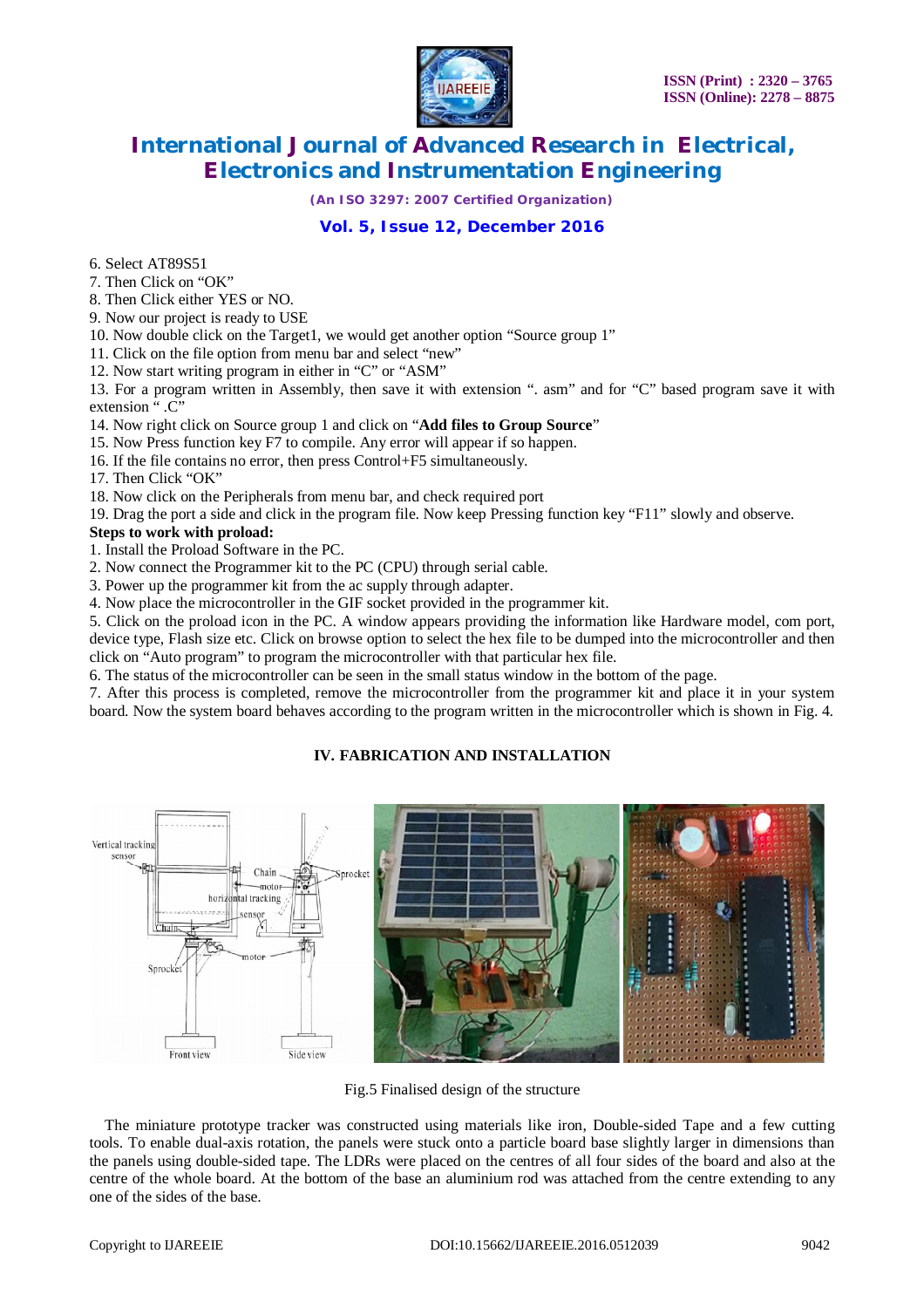6. Select AT89S51
7. Then Click on "OK"
8. Then Click either YES or NO.
9. Now our project is ready to USE
10. Now double click on the Target1, we would get another option "Source group 1"
11. Click on the file option from menu bar and select "new"
12. Now start writing program in either in "C" or "ASM"
13. For a program written in Assembly, then save it with extension ". asm" and for "C" based program save it with extension " .C"
14. Now right click on Source group 1 and click on "**Add files to Group Source**"
15. Now Press function key F7 to compile. Any error will appear if so happen.
16. If the file contains no error, then press Control+F5 simultaneously.
17. Then Click "OK"
18. Now click on the Peripherals from menu bar, and check required port
19. Drag the port a side and click in the program file. Now keep Pressing function key "F11" slowly and observe.

**Steps to work with proload:**

1. Install the Proload Software in the PC.
2. Now connect the Programmer kit to the PC (CPU) through serial cable.
3. Power up the programmer kit from the ac supply through adapter.
4. Now place the microcontroller in the GIF socket provided in the programmer kit.
5. Click on the proload icon in the PC. A window appears providing the information like Hardware model, com port, device type, Flash size etc. Click on browse option to select the hex file to be dumped into the microcontroller and then click on "Auto program" to program the microcontroller with that particular hex file.
6. The status of the microcontroller can be seen in the small status window in the bottom of the page.
7. After this process is completed, remove the microcontroller from the programmer kit and place it in your system board. Now the system board behaves according to the program written in the microcontroller which is shown in Fig. 4.

## IV. FABRICATION AND INSTALLATION

Fig.5 Finalised design of the structure

The miniature prototype tracker was constructed using materials like iron, Double-sided Tape and a few cutting tools. To enable dual-axis rotation, the panels were stuck onto a particle board base slightly larger in dimensions than the panels using double-sided tape. The LDRs were placed on the centres of all four sides of the board and also at the centre of the whole board. At the bottom of the base an aluminium rod was attached from the centre extending to any one of the sides of the base.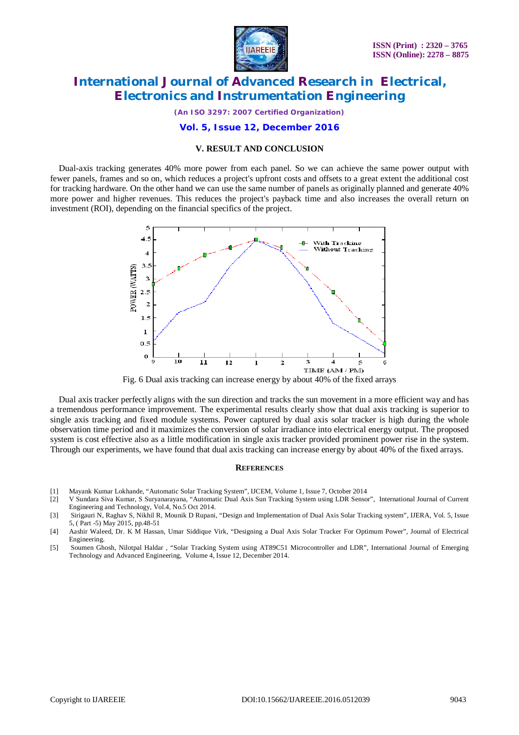## V. RESULT AND CONCLUSION

Dual-axis tracking generates 40% more power from each panel. So we can achieve the same power output with fewer panels, frames and so on, which reduces a project's upfront costs and offsets to a great extent the additional cost for tracking hardware. On the other hand we can use the same number of panels as originally planned and generate 40% more power and higher revenues. This reduces the project's payback time and also increases the overall return on investment (ROI), depending on the financial specifics of the project.

POWER (WATTS)

5
4.5
4
3.5
3
2.5
2
1.5
1
0.5
0

9 10 11 12 1 2 3 4 5 6

TIME (AM / PM)

With Tracking
Without Tracking

Fig. 6 Dual axis tracking can increase energy by about 40% of the fixed arrays

Dual axis tracker perfectly aligns with the sun direction and tracks the sun movement in a more efficient way and has a tremendous performance improvement. The experimental results clearly show that dual axis tracking is superior to single axis tracking and fixed module systems. Power captured by dual axis solar tracker is high during the whole observation time period and it maximizes the conversion of solar irradiance into electrical energy output. The proposed system is cost effective also as a little modification in single axis tracker provided prominent power rise in the system. Through our experiments, we have found that dual axis tracking can increase energy by about 40% of the fixed arrays.

## REFERENCES

[1] Mayank Kumar Lokhande, "Automatic Solar Tracking System", IJCEM, Volume 1, Issue 7, October 2014

[2] V Sundara Siva Kumar, S Suryanarayana, "Automatic Dual Axis Sun Tracking System using LDR Sensor", International Journal of Current Engineering and Technology, Vol.4, No.5 Oct 2014.

[3] Sirigauri N, Raghav S, Nikhil R, Mounik D Rupani, "Design and Implementation of Dual Axis Solar Tracking system", IJERA, Vol. 5, Issue 5, ( Part -5) May 2015, pp.48-51

[4] Aashir Waleed, Dr. K M Hassan, Umar Siddique Virk, "Designing a Dual Axis Solar Tracker For Optimum Power", Journal of Electrical Engineering.

[5] Soumen Ghosh, Nilotpal Haldar , "Solar Tracking System using AT89C51 Microcontroller and LDR", International Journal of Emerging Technology and Advanced Engineering, Volume 4, Issue 12, December 2014.